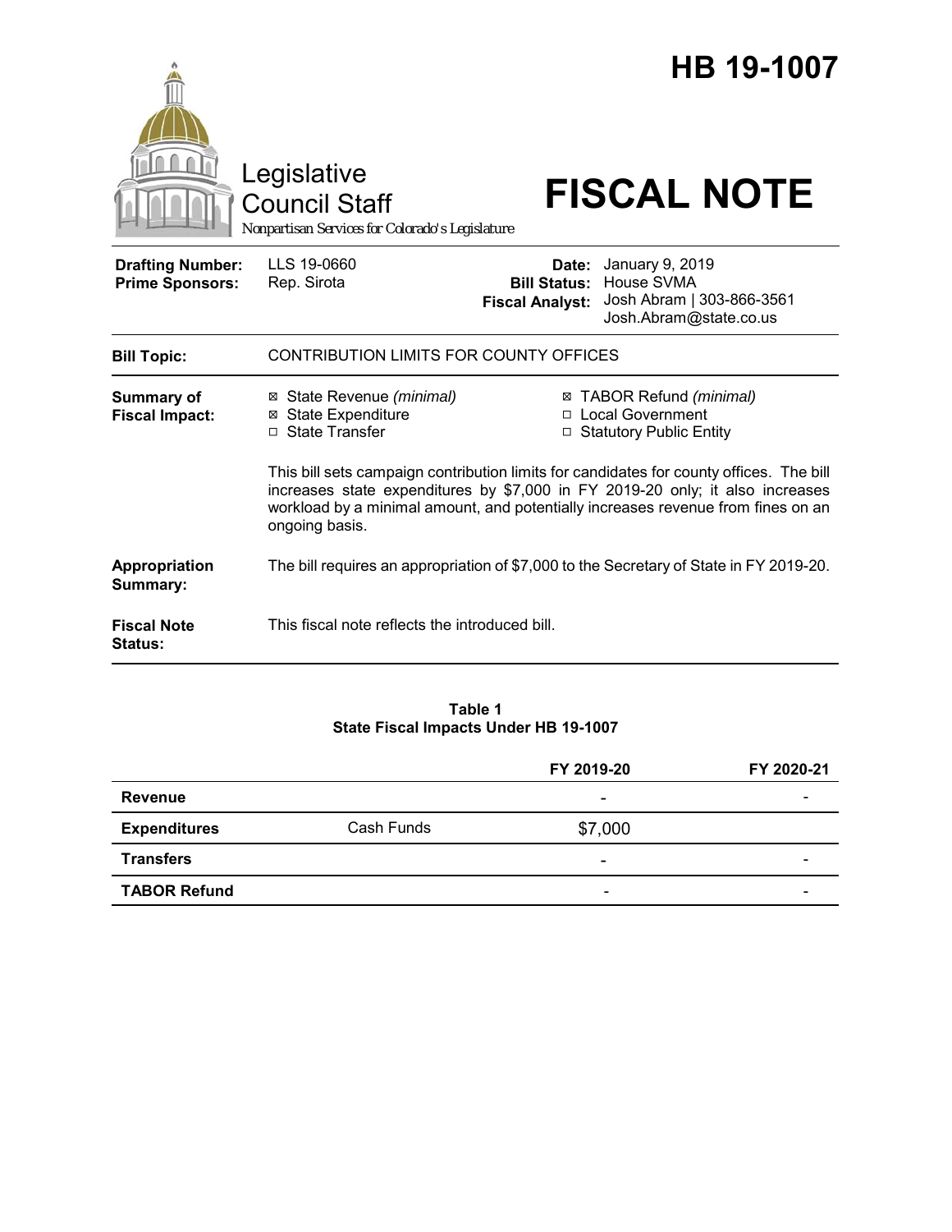# HB 19-1007

Legislative Council Staff

*Nonpartisan Services for Colorado's Legislature*

# FISCAL NOTE

| | | | |
|---|---|---|---|
| **Drafting Number:** | LLS 19-0660 | **Date:** | January 9, 2019 |
| **Prime Sponsors:** | Rep. Sirota | **Bill Status:** | House SVMA |
| | | **Fiscal Analyst:** | Josh Abram \| 303-866-3561 Josh.Abram@state.co.us |

**Bill Topic:** CONTRIBUTION LIMITS FOR COUNTY OFFICES

**Summary of Fiscal Impact:**

- ☒ State Revenue *(minimal)*
- ☒ State Expenditure
- ☐ State Transfer
- ☒ TABOR Refund *(minimal)*
- ☐ Local Government
- ☐ Statutory Public Entity

This bill sets campaign contribution limits for candidates for county offices. The bill increases state expenditures by $7,000 in FY 2019-20 only; it also increases workload by a minimal amount, and potentially increases revenue from fines on an ongoing basis.

**Appropriation Summary:** The bill requires an appropriation of $7,000 to the Secretary of State in FY 2019-20.

**Fiscal Note Status:** This fiscal note reflects the introduced bill.

**Table 1**
**State Fiscal Impacts Under HB 19-1007**

| | | FY 2019-20 | FY 2020-21 |
|---|---|---|---|
| **Revenue** | | - | - |
| **Expenditures** | Cash Funds | $7,000 | |
| **Transfers** | | - | - |
| **TABOR Refund** | | - | - |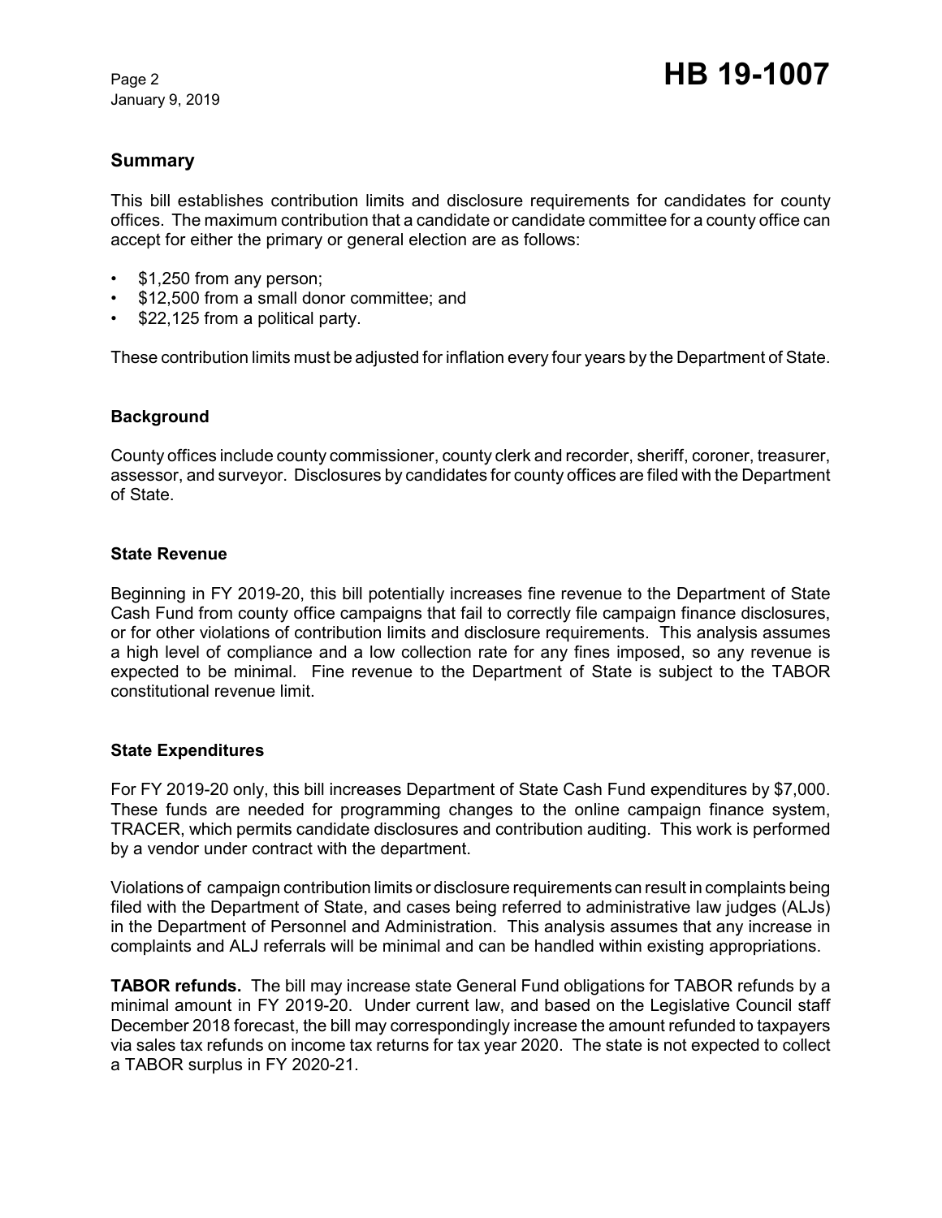## Summary

This bill establishes contribution limits and disclosure requirements for candidates for county offices. The maximum contribution that a candidate or candidate committee for a county office can accept for either the primary or general election are as follows:

- $1,250 from any person;
- $12,500 from a small donor committee; and
- $22,125 from a political party.

These contribution limits must be adjusted for inflation every four years by the Department of State.

### Background

County offices include county commissioner, county clerk and recorder, sheriff, coroner, treasurer, assessor, and surveyor. Disclosures by candidates for county offices are filed with the Department of State.

### State Revenue

Beginning in FY 2019-20, this bill potentially increases fine revenue to the Department of State Cash Fund from county office campaigns that fail to correctly file campaign finance disclosures, or for other violations of contribution limits and disclosure requirements. This analysis assumes a high level of compliance and a low collection rate for any fines imposed, so any revenue is expected to be minimal. Fine revenue to the Department of State is subject to the TABOR constitutional revenue limit.

### State Expenditures

For FY 2019-20 only, this bill increases Department of State Cash Fund expenditures by $7,000. These funds are needed for programming changes to the online campaign finance system, TRACER, which permits candidate disclosures and contribution auditing. This work is performed by a vendor under contract with the department.

Violations of campaign contribution limits or disclosure requirements can result in complaints being filed with the Department of State, and cases being referred to administrative law judges (ALJs) in the Department of Personnel and Administration. This analysis assumes that any increase in complaints and ALJ referrals will be minimal and can be handled within existing appropriations.

**TABOR refunds.** The bill may increase state General Fund obligations for TABOR refunds by a minimal amount in FY 2019-20. Under current law, and based on the Legislative Council staff December 2018 forecast, the bill may correspondingly increase the amount refunded to taxpayers via sales tax refunds on income tax returns for tax year 2020. The state is not expected to collect a TABOR surplus in FY 2020-21.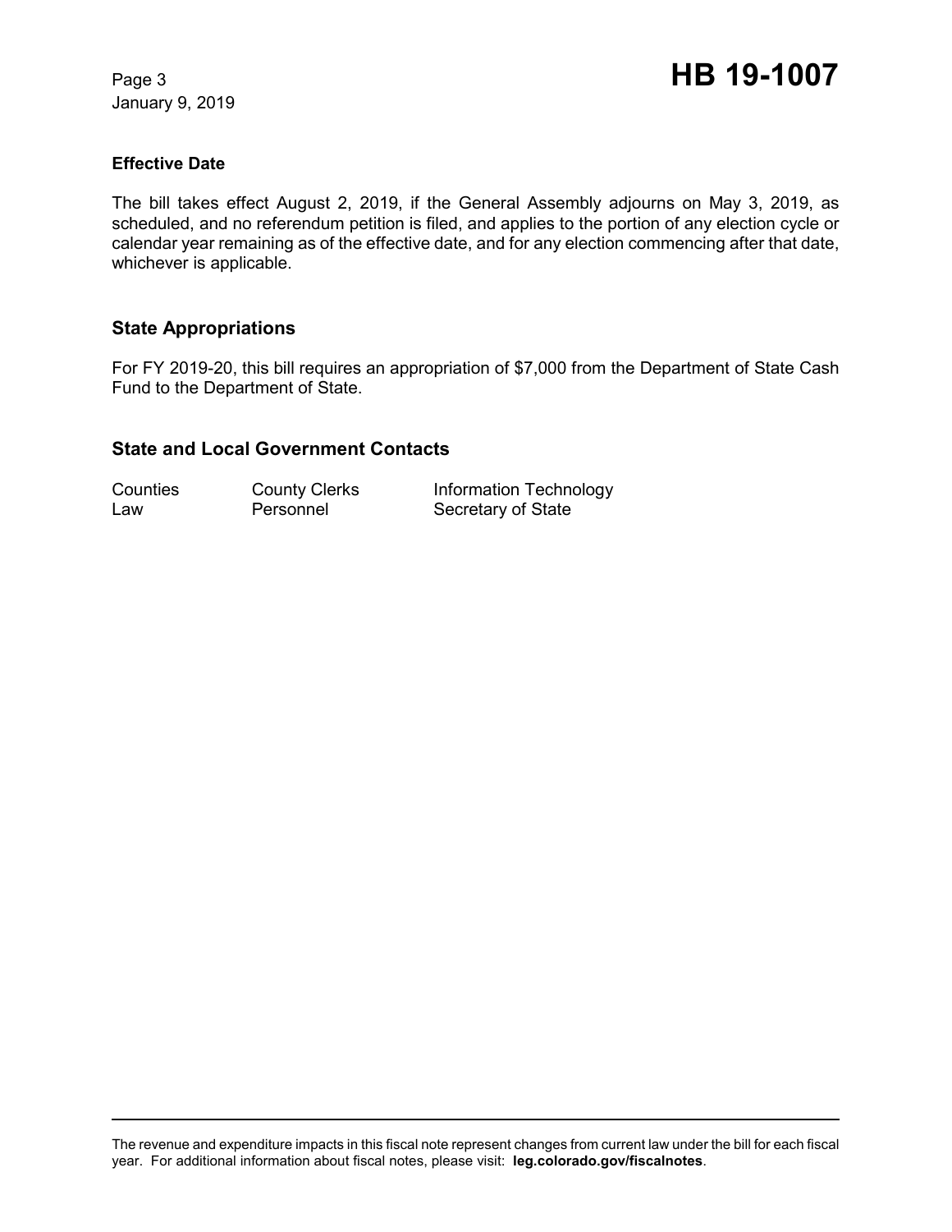### Effective Date

The bill takes effect August 2, 2019, if the General Assembly adjourns on May 3, 2019, as scheduled, and no referendum petition is filed, and applies to the portion of any election cycle or calendar year remaining as of the effective date, and for any election commencing after that date, whichever is applicable.

## State Appropriations

For FY 2019-20, this bill requires an appropriation of $7,000 from the Department of State Cash Fund to the Department of State.

## State and Local Government Contacts

| | | |
|---|---|---|
| Counties | County Clerks | Information Technology |
| Law | Personnel | Secretary of State |

The revenue and expenditure impacts in this fiscal note represent changes from current law under the bill for each fiscal year. For additional information about fiscal notes, please visit: **leg.colorado.gov/fiscalnotes**.